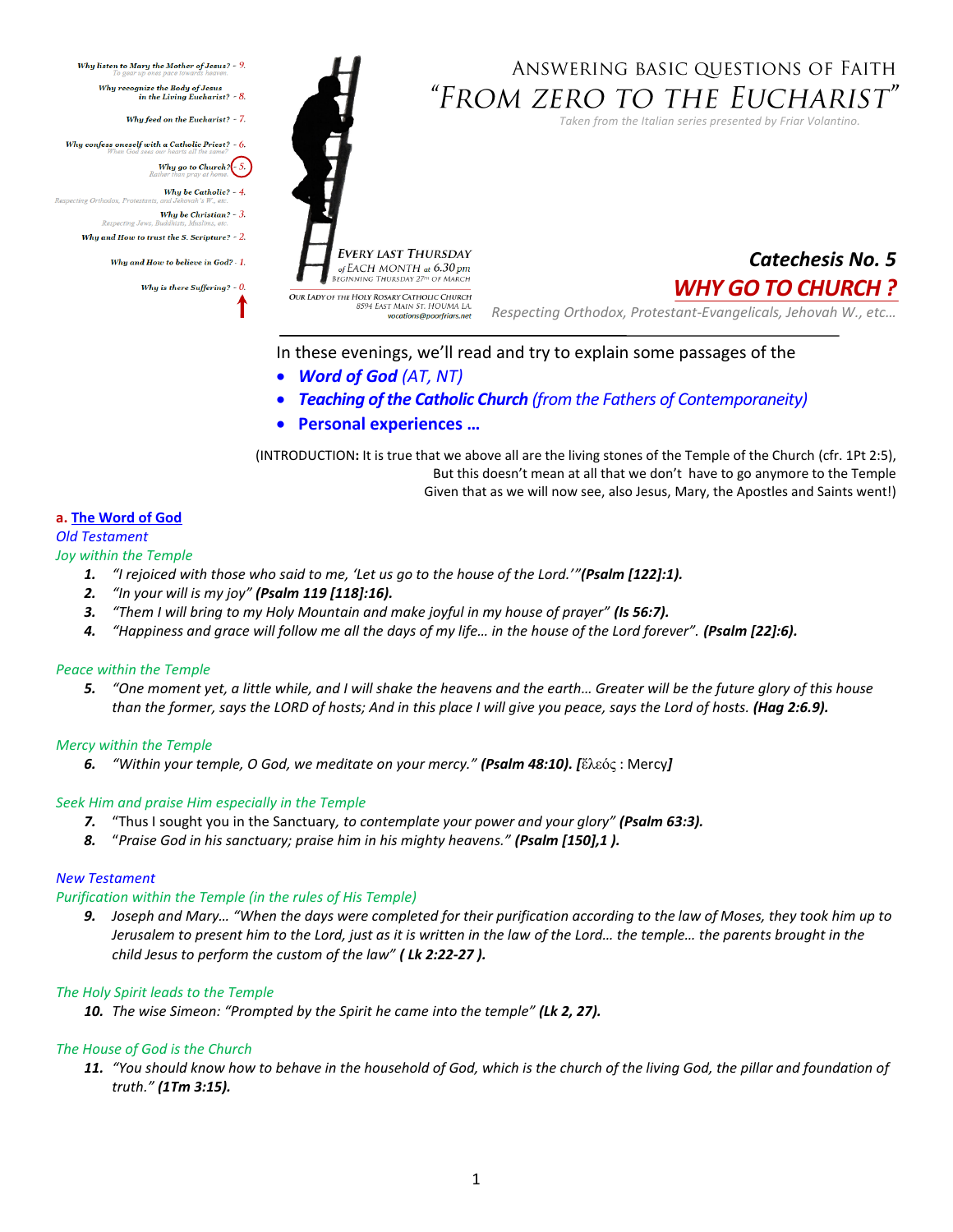Why listen to Mary the Mother of Jesus? - 9.
To gear up ones pace towards heaven.

Why recognize the Body of Jesus in the Living Eucharist? - 8.

Why feed on the Eucharist? - 7.

Why confess oneself with a Catholic Priest? - 6.
When God sees our hearts all the same?

Why go to Church? - 5.
Rather than pray at home.

Why be Catholic? - 4.
Respecting Orthodox, Protestants, and Jehovah's W., etc.

Why be Christian? - 3.
Respecting Jews, Buddhists, Muslims, etc.

Why and How to trust the S. Scripture? - 2.

Why and How to believe in God? - 1.

Why is there Suffering? - 0.

EVERY LAST THURSDAY of EACH MONTH at 6.30 pm
BEGINNING THURSDAY 27TH OF MARCH

OUR LADY OF THE HOLY ROSARY CATHOLIC CHURCH
8594 EAST MAIN ST. HOUMA LA.
vocations@poorfriars.net

# ANSWERING BASIC QUESTIONS OF FAITH
# "FROM ZERO TO THE EUCHARIST"

*Taken from the Italian series presented by Friar Volantino.*

## Catechesis No. 5
## WHY GO TO CHURCH ?

*Respecting Orthodox, Protestant-Evangelicals, Jehovah W., etc…*

---

In these evenings, we'll read and try to explain some passages of the

- ***Word of God** (AT, NT)*
- ***Teaching of the Catholic Church** (from the Fathers of Contemporaneity)*
- **Personal experiences …**

(INTRODUCTION**:** It is true that we above all are the living stones of the Temple of the Church (cfr. 1Pt 2:5), But this doesn't mean at all that we don't have to go anymore to the Temple Given that as we will now see, also Jesus, Mary, the Apostles and Saints went!)

**a. The Word of God**

*Old Testament*

*Joy within the Temple*

1. *"I rejoiced with those who said to me, 'Let us go to the house of the Lord.'"**(Psalm [122]:1).***
2. *"In your will is my joy" **(Psalm 119 [118]:16).***
3. *"Them I will bring to my Holy Mountain and make joyful in my house of prayer" **(Is 56:7).***
4. *"Happiness and grace will follow me all the days of my life… in the house of the Lord forever". **(Psalm [22]:6).***

*Peace within the Temple*

5. *"One moment yet, a little while, and I will shake the heavens and the earth… Greater will be the future glory of this house than the former, says the LORD of hosts; And in this place I will give you peace, says the Lord of hosts. **(Hag 2:6.9).***

*Mercy within the Temple*

6. *"Within your temple, O God, we meditate on your mercy." **(Psalm 48:10). [**ἔλεός : Mercy**]***

*Seek Him and praise Him especially in the Temple*

7. "Thus I sought you in the Sanctuary*, to contemplate your power and your glory" **(Psalm 63:3).***
8. "*Praise God in his sanctuary; praise him in his mighty heavens." **(Psalm [150],1 ).***

*New Testament*

*Purification within the Temple (in the rules of His Temple)*

9. *Joseph and Mary… "When the days were completed for their purification according to the law of Moses, they took him up to Jerusalem to present him to the Lord, just as it is written in the law of the Lord… the temple… the parents brought in the child Jesus to perform the custom of the law" **( Lk 2:22-27 ).***

*The Holy Spirit leads to the Temple*

10. *The wise Simeon: "Prompted by the Spirit he came into the temple" **(Lk 2, 27).***

*The House of God is the Church*

11. *"You should know how to behave in the household of God, which is the church of the living God, the pillar and foundation of truth." **(1Tm 3:15).***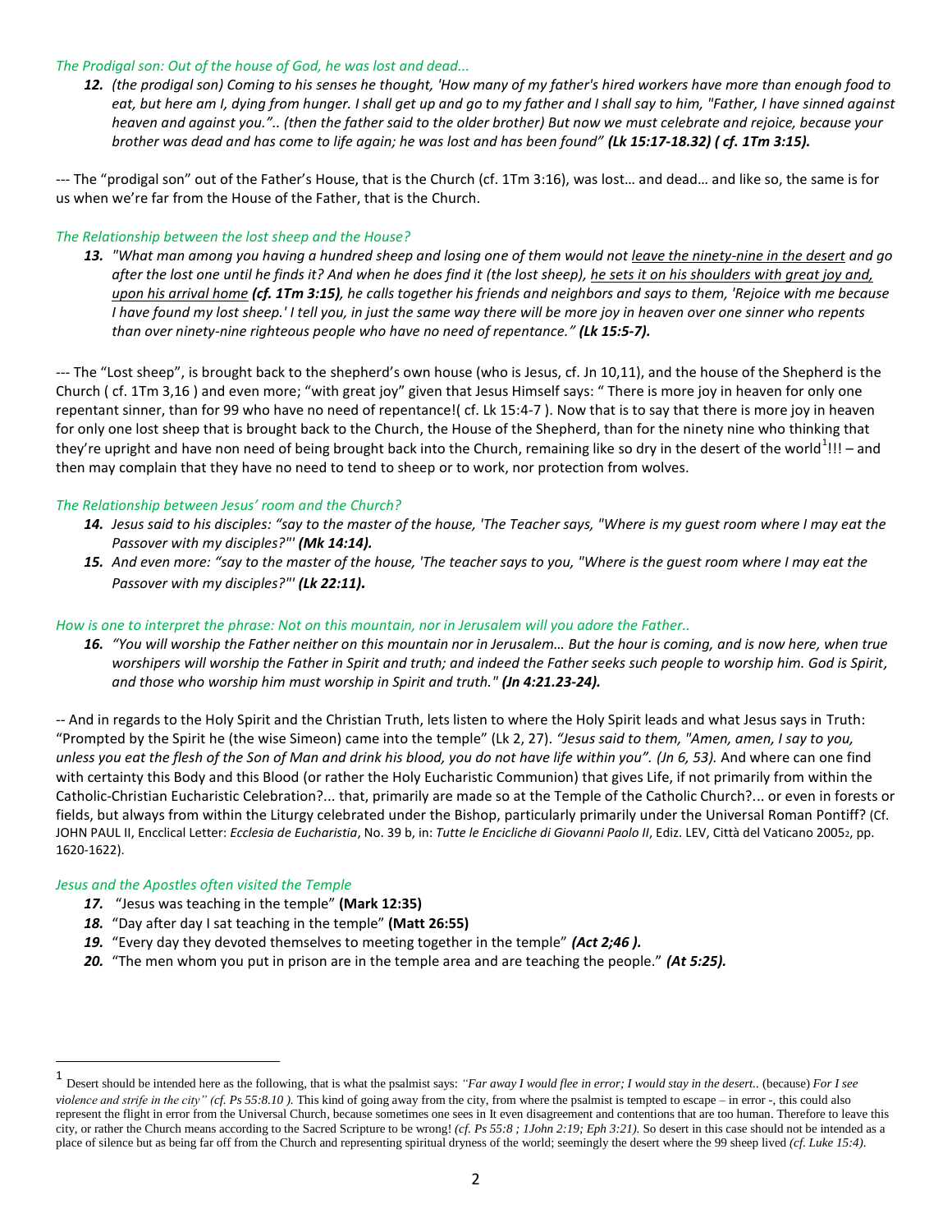*The Prodigal son: Out of the house of God, he was lost and dead...*

12. ***(the prodigal son) Coming to his senses he thought, 'How many of my father's hired workers have more than enough food to eat, but here am I, dying from hunger. I shall get up and go to my father and I shall say to him, "Father, I have sinned against heaven and against you.".. (then the father said to the older brother) But now we must celebrate and rejoice, because your brother was dead and has come to life again; he was lost and has been found" (Lk 15:17-18.32) ( cf. 1Tm 3:15).***

--- The "prodigal son" out of the Father's House, that is the Church (cf. 1Tm 3:16), was lost… and dead… and like so, the same is for us when we're far from the House of the Father, that is the Church.

*The Relationship between the lost sheep and the House?*

13. *"What man among you having a hundred sheep and losing one of them would not <u>leave the ninety-nine in the desert</u> and go after the lost one until he finds it? And when he does find it (the lost sheep), <u>he sets it on his shoulders with great joy and, upon his arrival home</u> **(cf. 1Tm 3:15)**, he calls together his friends and neighbors and says to them, 'Rejoice with me because I have found my lost sheep.' I tell you, in just the same way there will be more joy in heaven over one sinner who repents than over ninety-nine righteous people who have no need of repentance."* ***(Lk 15:5-7).***

--- The "Lost sheep", is brought back to the shepherd's own house (who is Jesus, cf. Jn 10,11), and the house of the Shepherd is the Church ( cf. 1Tm 3,16 ) and even more; "with great joy" given that Jesus Himself says: " There is more joy in heaven for only one repentant sinner, than for 99 who have no need of repentance!( cf. Lk 15:4-7 ). Now that is to say that there is more joy in heaven for only one lost sheep that is brought back to the Church, the House of the Shepherd, than for the ninety nine who thinking that they're upright and have non need of being brought back into the Church, remaining like so dry in the desert of the world[1]!!! – and then may complain that they have no need to tend to sheep or to work, nor protection from wolves.

*The Relationship between Jesus' room and the Church?*

14. *Jesus said to his disciples: "say to the master of the house, 'The Teacher says, "Where is my guest room where I may eat the Passover with my disciples?"'* ***(Mk 14:14).***
15. *And even more: "say to the master of the house, 'The teacher says to you, "Where is the guest room where I may eat the Passover with my disciples?"'* ***(Lk 22:11).***

*How is one to interpret the phrase: Not on this mountain, nor in Jerusalem will you adore the Father..*

16. *"You will worship the Father neither on this mountain nor in Jerusalem… But the hour is coming, and is now here, when true worshipers will worship the Father in Spirit and truth; and indeed the Father seeks such people to worship him. God is Spirit, and those who worship him must worship in Spirit and truth."* ***(Jn 4:21.23-24).***

-- And in regards to the Holy Spirit and the Christian Truth, lets listen to where the Holy Spirit leads and what Jesus says in Truth: "Prompted by the Spirit he (the wise Simeon) came into the temple" (Lk 2, 27). *"Jesus said to them, "Amen, amen, I say to you, unless you eat the flesh of the Son of Man and drink his blood, you do not have life within you". (Jn 6, 53).* And where can one find with certainty this Body and this Blood (or rather the Holy Eucharistic Communion) that gives Life, if not primarily from within the Catholic-Christian Eucharistic Celebration?... that, primarily are made so at the Temple of the Catholic Church?... or even in forests or fields, but always from within the Liturgy celebrated under the Bishop, particularly primarily under the Universal Roman Pontiff? (Cf. JOHN PAUL II, Encclical Letter: *Ecclesia de Eucharistia*, No. 39 b, in: *Tutte le Encicliche di Giovanni Paolo II*, Ediz. LEV, Città del Vaticano 2005[2], pp. 1620-1622).

*Jesus and the Apostles often visited the Temple*

17. "Jesus was teaching in the temple" **(Mark 12:35)**
18. "Day after day I sat teaching in the temple" **(Matt 26:55)**
19. "Every day they devoted themselves to meeting together in the temple" ***(Act 2;46 ).***
20. "The men whom you put in prison are in the temple area and are teaching the people." ***(At 5:25).***

---

[1] Desert should be intended here as the following, that is what the psalmist says: *"Far away I would flee in error; I would stay in the desert..* (because) *For I see violence and strife in the city" (cf. Ps 55:8.10 ).* This kind of going away from the city, from where the psalmist is tempted to escape – in error -, this could also represent the flight in error from the Universal Church, because sometimes one sees in It even disagreement and contentions that are too human. Therefore to leave this city, or rather the Church means according to the Sacred Scripture to be wrong! *(cf. Ps 55:8 ; 1John 2:19; Eph 3:21).* So desert in this case should not be intended as a place of silence but as being far off from the Church and representing spiritual dryness of the world; seemingly the desert where the 99 sheep lived *(cf. Luke 15:4).*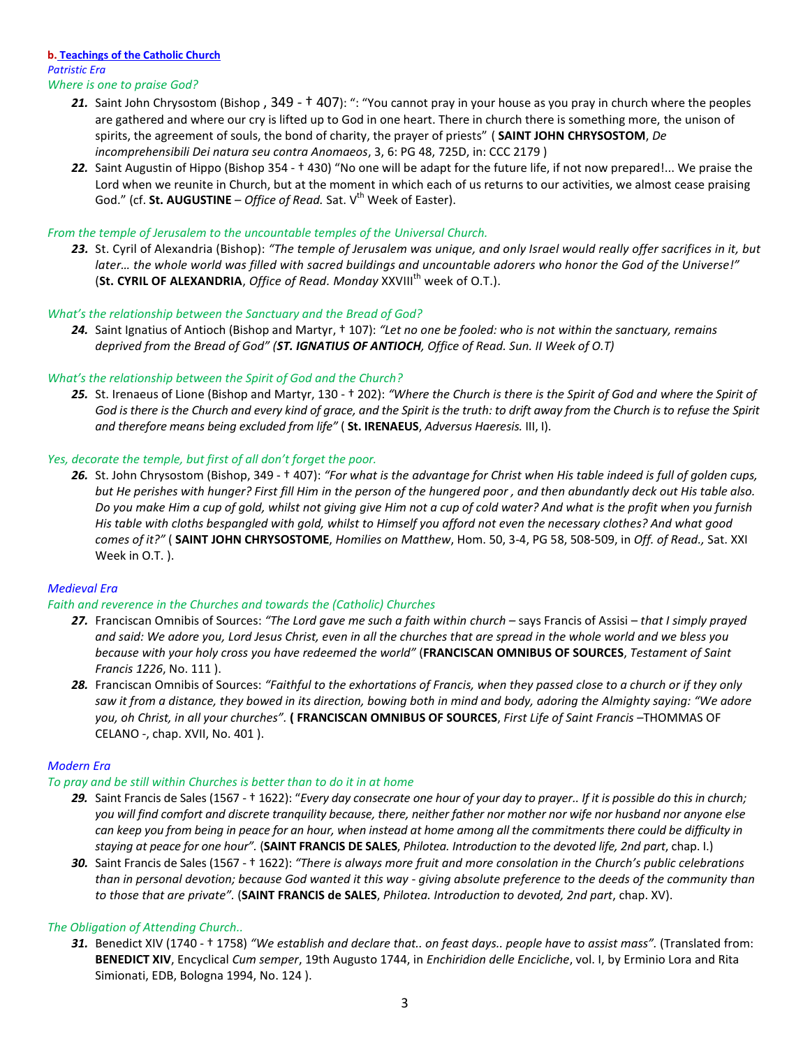**b. Teachings of the Catholic Church**

*Patristic Era*

*Where is one to praise God?*

21. Saint John Chrysostom (Bishop , 349 - † 407): ": "You cannot pray in your house as you pray in church where the peoples are gathered and where our cry is lifted up to God in one heart. There in church there is something more, the unison of spirits, the agreement of souls, the bond of charity, the prayer of priests" ( **SAINT JOHN CHRYSOSTOM**, *De incomprehensibili Dei natura seu contra Anomaeos*, 3, 6: PG 48, 725D, in: CCC 2179 )

22. Saint Augustin of Hippo (Bishop 354 - † 430) "No one will be adapt for the future life, if not now prepared!... We praise the Lord when we reunite in Church, but at the moment in which each of us returns to our activities, we almost cease praising God." (cf. **St. AUGUSTINE** – *Office of Read.* Sat. V[th] Week of Easter).

*From the temple of Jerusalem to the uncountable temples of the Universal Church.*

23. St. Cyril of Alexandria (Bishop): *"The temple of Jerusalem was unique, and only Israel would really offer sacrifices in it, but later… the whole world was filled with sacred buildings and uncountable adorers who honor the God of the Universe!"* (**St. CYRIL OF ALEXANDRIA**, *Office of Read. Monday* XXVIII[th] week of O.T.).

*What's the relationship between the Sanctuary and the Bread of God?*

24. Saint Ignatius of Antioch (Bishop and Martyr, † 107): *"Let no one be fooled: who is not within the sanctuary, remains deprived from the Bread of God" (**ST. IGNATIUS OF ANTIOCH**, Office of Read. Sun. II Week of O.T)*

*What's the relationship between the Spirit of God and the Church?*

25. St. Irenaeus of Lione (Bishop and Martyr, 130 - † 202): *"Where the Church is there is the Spirit of God and where the Spirit of God is there is the Church and every kind of grace, and the Spirit is the truth: to drift away from the Church is to refuse the Spirit and therefore means being excluded from life"* ( **St. IRENAEUS**, *Adversus Haeresis.* III, I).

*Yes, decorate the temple, but first of all don't forget the poor.*

26. St. John Chrysostom (Bishop, 349 - † 407): *"For what is the advantage for Christ when His table indeed is full of golden cups, but He perishes with hunger? First fill Him in the person of the hungered poor , and then abundantly deck out His table also. Do you make Him a cup of gold, whilst not giving give Him not a cup of cold water? And what is the profit when you furnish His table with cloths bespangled with gold, whilst to Himself you afford not even the necessary clothes? And what good comes of it?"* ( **SAINT JOHN CHRYSOSTOME**, *Homilies on Matthew*, Hom. 50, 3-4, PG 58, 508-509, in *Off. of Read.,* Sat. XXI Week in O.T. ).

*Medieval Era*

*Faith and reverence in the Churches and towards the (Catholic) Churches*

27. Franciscan Omnibis of Sources: *"The Lord gave me such a faith within church* – says Francis of Assisi – *that I simply prayed and said: We adore you, Lord Jesus Christ, even in all the churches that are spread in the whole world and we bless you because with your holy cross you have redeemed the world"* (**FRANCISCAN OMNIBUS OF SOURCES**, *Testament of Saint Francis 1226*, No. 111 ).

28. Franciscan Omnibis of Sources: *"Faithful to the exhortations of Francis, when they passed close to a church or if they only saw it from a distance, they bowed in its direction, bowing both in mind and body, adoring the Almighty saying: "We adore you, oh Christ, in all your churches".* **( FRANCISCAN OMNIBUS OF SOURCES**, *First Life of Saint Francis* –THOMMAS OF CELANO -, chap. XVII, No. 401 ).

*Modern Era*

*To pray and be still within Churches is better than to do it in at home*

29. Saint Francis de Sales (1567 - † 1622): "*Every day consecrate one hour of your day to prayer.. If it is possible do this in church; you will find comfort and discrete tranquility because, there, neither father nor mother nor wife nor husband nor anyone else can keep you from being in peace for an hour, when instead at home among all the commitments there could be difficulty in staying at peace for one hour".* (**SAINT FRANCIS DE SALES**, *Philotea. Introduction to the devoted life, 2nd part*, chap. I.)

30. Saint Francis de Sales (1567 - † 1622): *"There is always more fruit and more consolation in the Church's public celebrations than in personal devotion; because God wanted it this way - giving absolute preference to the deeds of the community than to those that are private".* (**SAINT FRANCIS de SALES**, *Philotea. Introduction to devoted, 2nd part*, chap. XV).

*The Obligation of Attending Church..*

31. Benedict XIV (1740 - † 1758) *"We establish and declare that.. on feast days.. people have to assist mass".* (Translated from: **BENEDICT XIV**, Encyclical *Cum semper*, 19th Augusto 1744, in *Enchiridion delle Encicliche*, vol. I, by Erminio Lora and Rita Simionati, EDB, Bologna 1994, No. 124 ).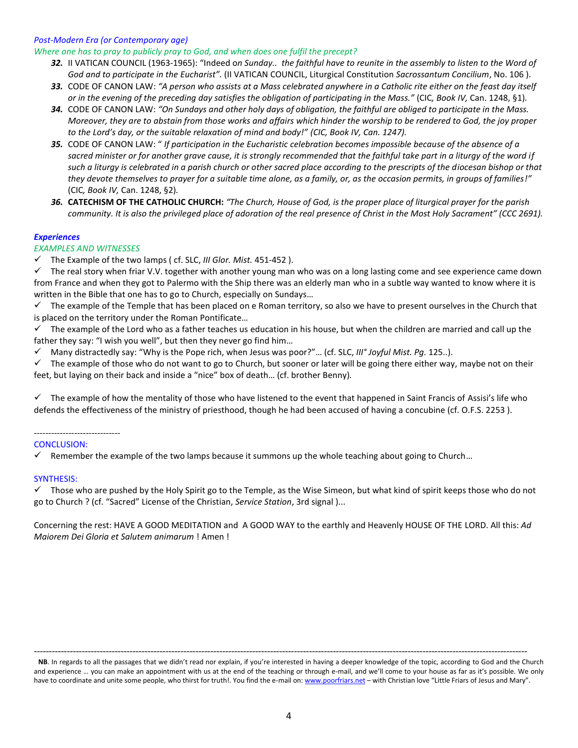*Post-Modern Era (or Contemporary age)*

*Where one has to pray to publicly pray to God, and when does one fulfil the precept?*

***32.*** II VATICAN COUNCIL (1963-1965): "Indeed o*n Sunday.. the faithful have to reunite in the assembly to listen to the Word of God and to participate in the Eucharist"*. (II VATICAN COUNCIL, Liturgical Constitution *Sacrossantum Concilium*, No. 106 ).

***33.*** CODE OF CANON LAW: *"A person who assists at a Mass celebrated anywhere in a Catholic rite either on the feast day itself or in the evening of the preceding day satisfies the obligation of participating in the Mass."* (CIC*, Book IV,* Can. 1248, §1)*.*

***34.*** CODE OF CANON LAW: *"On Sundays and other holy days of obligation, the faithful are obliged to participate in the Mass. Moreover, they are to abstain from those works and affairs which hinder the worship to be rendered to God, the joy proper to the Lord's day, or the suitable relaxation of mind and body!" (CIC, Book IV, Can. 1247).*

***35.*** CODE OF CANON LAW: " *If participation in the Eucharistic celebration becomes impossible because of the absence of a sacred minister or for another grave cause, it is strongly recommended that the faithful take part in a liturgy of the word if such a liturgy is celebrated in a parish church or other sacred place according to the prescripts of the diocesan bishop or that they devote themselves to prayer for a suitable time alone, as a family, or, as the occasion permits, in groups of families!"* (CIC*, Book IV,* Can. 1248, §2)*.*

***36.*** **CATECHISM OF THE CATHOLIC CHURCH:** *"The Church, House of God, is the proper place of liturgical prayer for the parish community. It is also the privileged place of adoration of the real presence of Christ in the Most Holy Sacrament" (CCC 2691).*

***Experiences***

*EXAMPLES AND WITNESSES*

- ✓ The Example of the two lamps ( cf. SLC, *III Glor. Mist.* 451-452 ).
- ✓ The real story when friar V.V. together with another young man who was on a long lasting come and see experience came down from France and when they got to Palermo with the Ship there was an elderly man who in a subtle way wanted to know where it is written in the Bible that one has to go to Church, especially on Sundays…
- ✓ The example of the Temple that has been placed on e Roman territory, so also we have to present ourselves in the Church that is placed on the territory under the Roman Pontificate…
- ✓ The example of the Lord who as a father teaches us education in his house, but when the children are married and call up the father they say: "I wish you well", but then they never go find him…
- ✓ Many distractedly say: "Why is the Pope rich, when Jesus was poor?"… (cf. SLC, *III° Joyful Mist. Pg.* 125..).
- ✓ The example of those who do not want to go to Church, but sooner or later will be going there either way, maybe not on their feet, but laying on their back and inside a "nice" box of death… (cf. brother Benny)*.*
- ✓ The example of how the mentality of those who have listened to the event that happened in Saint Francis of Assisi's life who defends the effectiveness of the ministry of priesthood, though he had been accused of having a concubine (cf. O.F.S. 2253 ).

------------------------------

CONCLUSION:

- ✓ Remember the example of the two lamps because it summons up the whole teaching about going to Church…

SYNTHESIS:

- ✓ Those who are pushed by the Holy Spirit go to the Temple, as the Wise Simeon, but what kind of spirit keeps those who do not go to Church ? (cf. "Sacred" License of the Christian, *Service Station*, 3rd signal )...

Concerning the rest: HAVE A GOOD MEDITATION and A GOOD WAY to the earthly and Heavenly HOUSE OF THE LORD. All this: *Ad Maiorem Dei Gloria et Salutem animarum* ! Amen !

---

**NB**. In regards to all the passages that we didn't read nor explain, if you're interested in having a deeper knowledge of the topic, according to God and the Church and experience … you can make an appointment with us at the end of the teaching or through e-mail, and we'll come to your house as far as it's possible. We only have to coordinate and unite some people, who thirst for truth!. You find the e-mail on: www.poorfriars.net – with Christian love "Little Friars of Jesus and Mary".